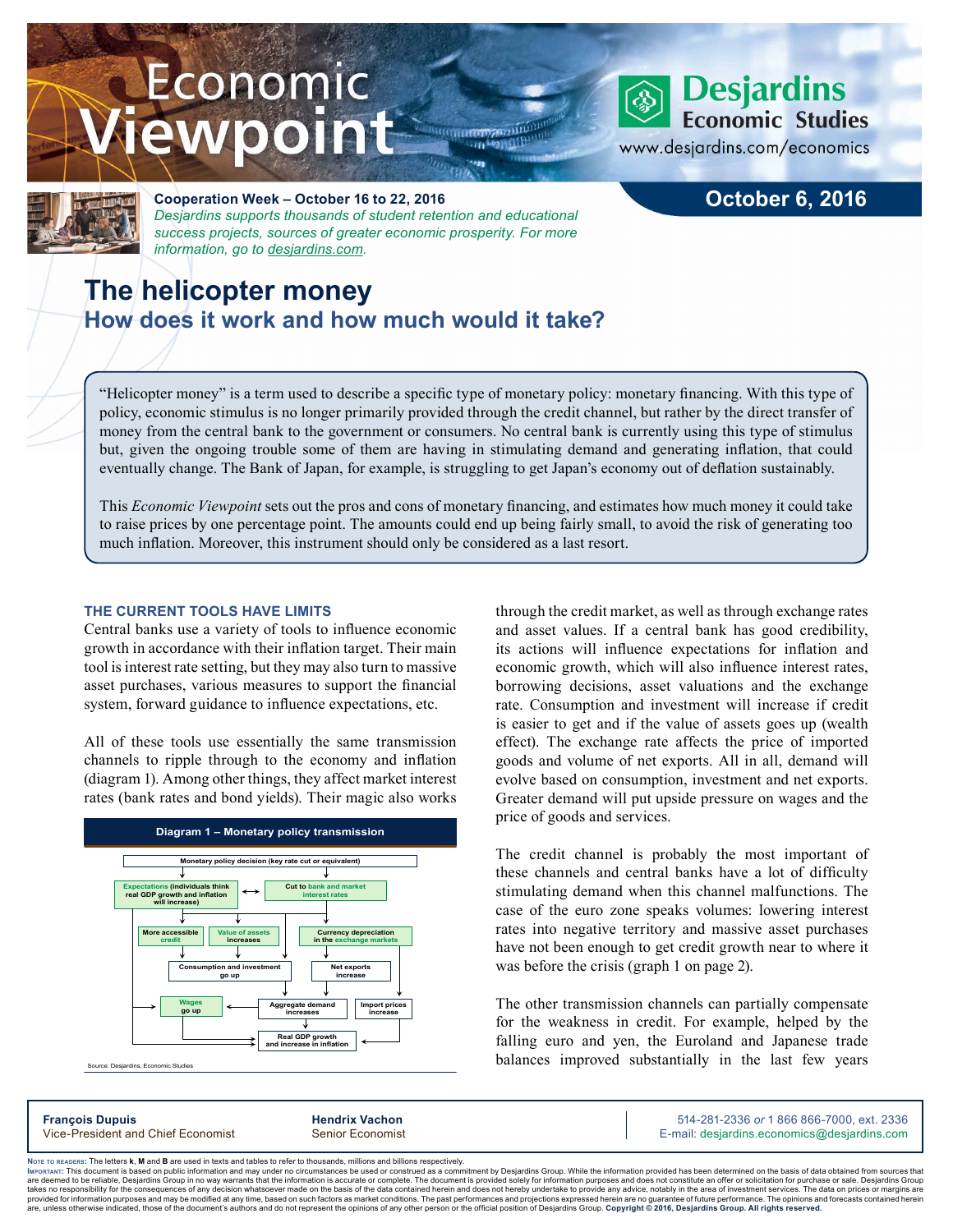# Economic Viewpoint

Desjardins Economic Studies
www.desjardins.com/economics

October 6, 2016

**Cooperation Week – October 16 to 22, 2016**
*Desjardins supports thousands of student retention and educational success projects, sources of greater economic prosperity. For more information, go to desjardins.com.*

# The helicopter money

## How does it work and how much would it take?

"Helicopter money" is a term used to describe a specific type of monetary policy: monetary financing. With this type of policy, economic stimulus is no longer primarily provided through the credit channel, but rather by the direct transfer of money from the central bank to the government or consumers. No central bank is currently using this type of stimulus but, given the ongoing trouble some of them are having in stimulating demand and generating inflation, that could eventually change. The Bank of Japan, for example, is struggling to get Japan's economy out of deflation sustainably.

This *Economic Viewpoint* sets out the pros and cons of monetary financing, and estimates how much money it could take to raise prices by one percentage point. The amounts could end up being fairly small, to avoid the risk of generating too much inflation. Moreover, this instrument should only be considered as a last resort.

### THE CURRENT TOOLS HAVE LIMITS

Central banks use a variety of tools to influence economic growth in accordance with their inflation target. Their main tool is interest rate setting, but they may also turn to massive asset purchases, various measures to support the financial system, forward guidance to influence expectations, etc.

All of these tools use essentially the same transmission channels to ripple through to the economy and inflation (diagram 1). Among other things, they affect market interest rates (bank rates and bond yields). Their magic also works

**Diagram 1 – Monetary policy transmission**

- Monetary policy decision (key rate cut or equivalent)
- Expectations (individuals think real GDP growth and inflation will increase) ↔ Cut to bank and market interest rates
- More accessible credit
- Value of assets increases
- Currency depreciation in the exchange markets
- Consumption and investment go up
- Net exports increase
- Wages go up
- Aggregate demand increases
- Import prices increase
- Real GDP growth and increase in inflation

Source: Desjardins, Economic Studies

through the credit market, as well as through exchange rates and asset values. If a central bank has good credibility, its actions will influence expectations for inflation and economic growth, which will also influence interest rates, borrowing decisions, asset valuations and the exchange rate. Consumption and investment will increase if credit is easier to get and if the value of assets goes up (wealth effect). The exchange rate affects the price of imported goods and volume of net exports. All in all, demand will evolve based on consumption, investment and net exports. Greater demand will put upside pressure on wages and the price of goods and services.

The credit channel is probably the most important of these channels and central banks have a lot of difficulty stimulating demand when this channel malfunctions. The case of the euro zone speaks volumes: lowering interest rates into negative territory and massive asset purchases have not been enough to get credit growth near to where it was before the crisis (graph 1 on page 2).

The other transmission channels can partially compensate for the weakness in credit. For example, helped by the falling euro and yen, the Euroland and Japanese trade balances improved substantially in the last few years

**François Dupuis**
Vice-President and Chief Economist

**Hendrix Vachon**
Senior Economist

514-281-2336 *or* 1 866 866-7000, ext. 2336
E-mail: desjardins.economics@desjardins.com

Note to readers: The letters **k**, **M** and **B** are used in texts and tables to refer to thousands, millions and billions respectively.
Important: This document is based on public information and may under no circumstances be used or construed as a commitment by Desjardins Group. While the information provided has been determined on the basis of data obtained from sources that are deemed to be reliable, Desjardins Group in no way warrants that the information is accurate or complete. The document is provided solely for information purposes and does not constitute an offer or solicitation for purchase or sale. Desjardins Group takes no responsibility for the consequences of any decision whatsoever made on the basis of the data contained herein and does not hereby undertake to provide any advice, notably in the area of investment services. The data on prices or margins are provided for information purposes and may be modified at any time, based on such factors as market conditions. The past performances and projections expressed herein are no guarantee of future performance. The opinions and forecasts contained herein are, unless otherwise indicated, those of the document's authors and do not represent the opinions of any other person or the official position of Desjardins Group. **Copyright © 2016, Desjardins Group. All rights reserved.**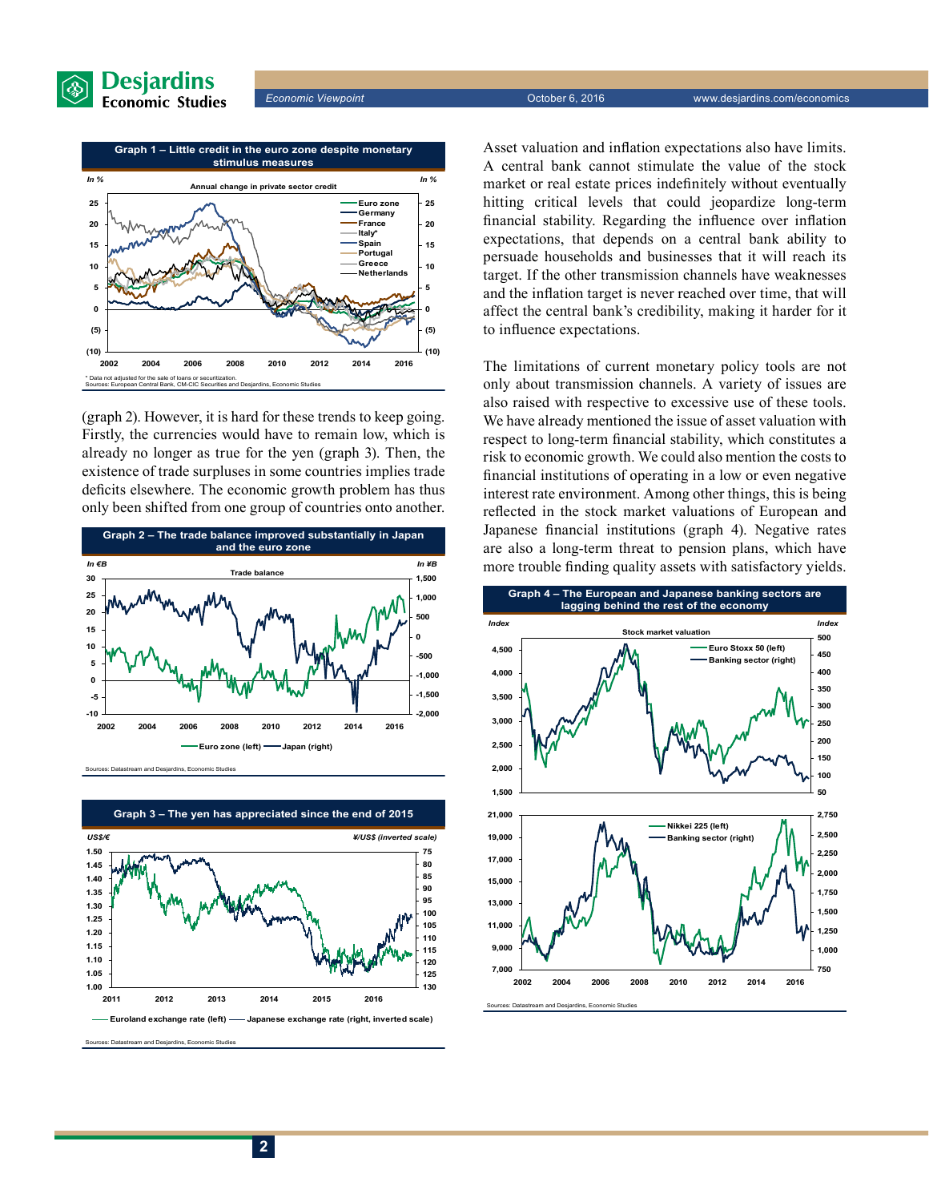**Graph 1 – Little credit in the euro zone despite monetary stimulus measures**

Annual change in private sector credit

* Data not adjusted for the sale of loans or securitization.
Sources: European Central Bank, CM-CIC Securities and Desjardins, Economic Studies

(graph 2). However, it is hard for these trends to keep going. Firstly, the currencies would have to remain low, which is already no longer as true for the yen (graph 3). Then, the existence of trade surpluses in some countries implies trade deficits elsewhere. The economic growth problem has thus only been shifted from one group of countries onto another.

**Graph 2 – The trade balance improved substantially in Japan and the euro zone**

Trade balance

Sources: Datastream and Desjardins, Economic Studies

**Graph 3 – The yen has appreciated since the end of 2015**

Sources: Datastream and Desjardins, Economic Studies

Asset valuation and inflation expectations also have limits. A central bank cannot stimulate the value of the stock market or real estate prices indefinitely without eventually hitting critical levels that could jeopardize long-term financial stability. Regarding the influence over inflation expectations, that depends on a central bank ability to persuade households and businesses that it will reach its target. If the other transmission channels have weaknesses and the inflation target is never reached over time, that will affect the central bank's credibility, making it harder for it to influence expectations.

The limitations of current monetary policy tools are not only about transmission channels. A variety of issues are also raised with respective to excessive use of these tools. We have already mentioned the issue of asset valuation with respect to long-term financial stability, which constitutes a risk to economic growth. We could also mention the costs to financial institutions of operating in a low or even negative interest rate environment. Among other things, this is being reflected in the stock market valuations of European and Japanese financial institutions (graph 4). Negative rates are also a long-term threat to pension plans, which have more trouble finding quality assets with satisfactory yields.

**Graph 4 – The European and Japanese banking sectors are lagging behind the rest of the economy**

Stock market valuation

Sources: Datastream and Desjardins, Economic Studies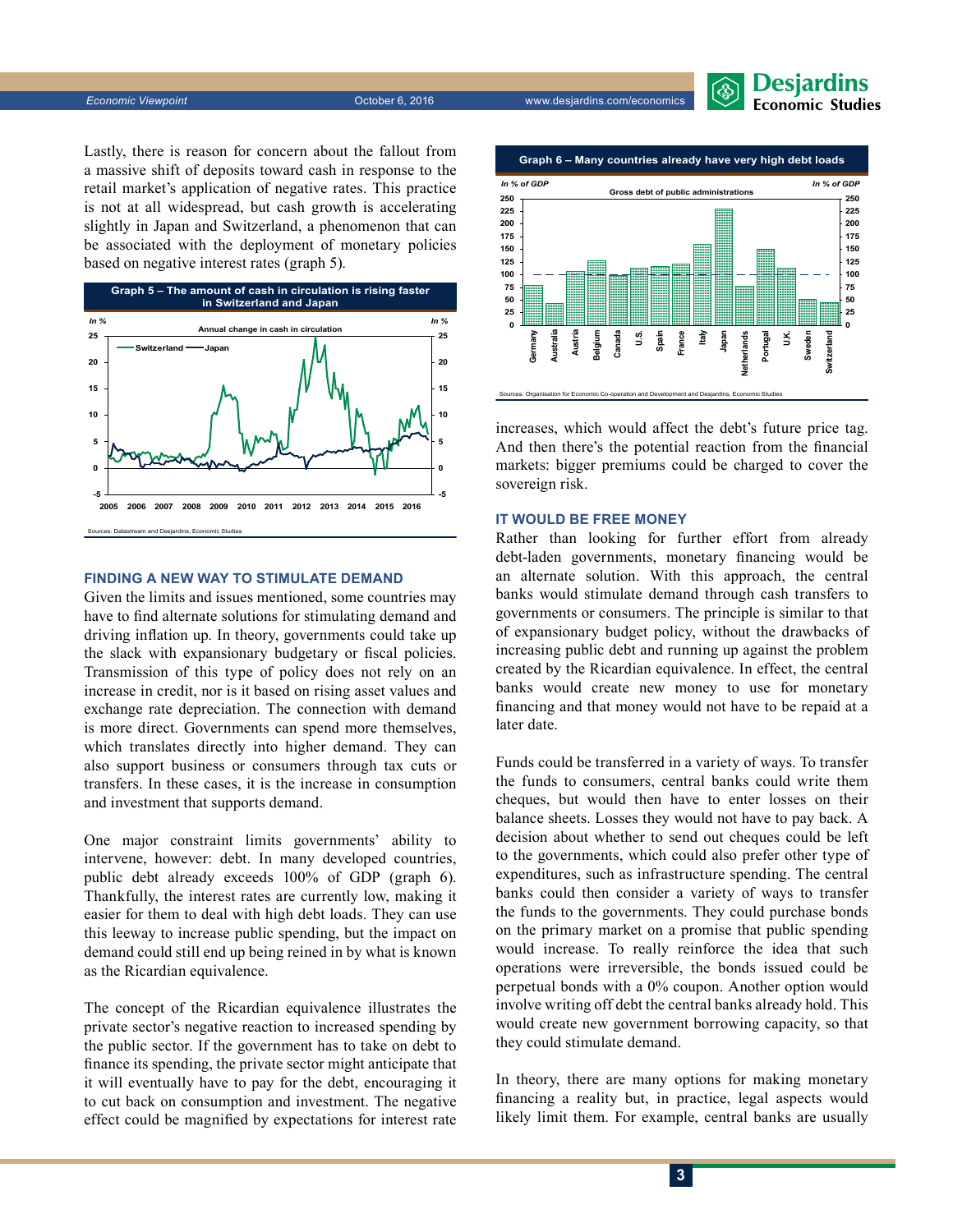Lastly, there is reason for concern about the fallout from a massive shift of deposits toward cash in response to the retail market's application of negative rates. This practice is not at all widespread, but cash growth is accelerating slightly in Japan and Switzerland, a phenomenon that can be associated with the deployment of monetary policies based on negative interest rates (graph 5).

**Graph 5 – The amount of cash in circulation is rising faster in Switzerland and Japan**

Sources: Datastream and Desjardins, Economic Studies

## FINDING A NEW WAY TO STIMULATE DEMAND

Given the limits and issues mentioned, some countries may have to find alternate solutions for stimulating demand and driving inflation up. In theory, governments could take up the slack with expansionary budgetary or fiscal policies. Transmission of this type of policy does not rely on an increase in credit, nor is it based on rising asset values and exchange rate depreciation. The connection with demand is more direct. Governments can spend more themselves, which translates directly into higher demand. They can also support business or consumers through tax cuts or transfers. In these cases, it is the increase in consumption and investment that supports demand.

One major constraint limits governments' ability to intervene, however: debt. In many developed countries, public debt already exceeds 100% of GDP (graph 6). Thankfully, the interest rates are currently low, making it easier for them to deal with high debt loads. They can use this leeway to increase public spending, but the impact on demand could still end up being reined in by what is known as the Ricardian equivalence.

The concept of the Ricardian equivalence illustrates the private sector's negative reaction to increased spending by the public sector. If the government has to take on debt to finance its spending, the private sector might anticipate that it will eventually have to pay for the debt, encouraging it to cut back on consumption and investment. The negative effect could be magnified by expectations for interest rate increases, which would affect the debt's future price tag. And then there's the potential reaction from the financial markets: bigger premiums could be charged to cover the sovereign risk.

**Graph 6 – Many countries already have very high debt loads**

Sources: Organisation for Economic Co-operation and Development and Desjardins, Economic Studies

## IT WOULD BE FREE MONEY

Rather than looking for further effort from already debt-laden governments, monetary financing would be an alternate solution. With this approach, the central banks would stimulate demand through cash transfers to governments or consumers. The principle is similar to that of expansionary budget policy, without the drawbacks of increasing public debt and running up against the problem created by the Ricardian equivalence. In effect, the central banks would create new money to use for monetary financing and that money would not have to be repaid at a later date.

Funds could be transferred in a variety of ways. To transfer the funds to consumers, central banks could write them cheques, but would then have to enter losses on their balance sheets. Losses they would not have to pay back. A decision about whether to send out cheques could be left to the governments, which could also prefer other type of expenditures, such as infrastructure spending. The central banks could then consider a variety of ways to transfer the funds to the governments. They could purchase bonds on the primary market on a promise that public spending would increase. To really reinforce the idea that such operations were irreversible, the bonds issued could be perpetual bonds with a 0% coupon. Another option would involve writing off debt the central banks already hold. This would create new government borrowing capacity, so that they could stimulate demand.

In theory, there are many options for making monetary financing a reality but, in practice, legal aspects would likely limit them. For example, central banks are usually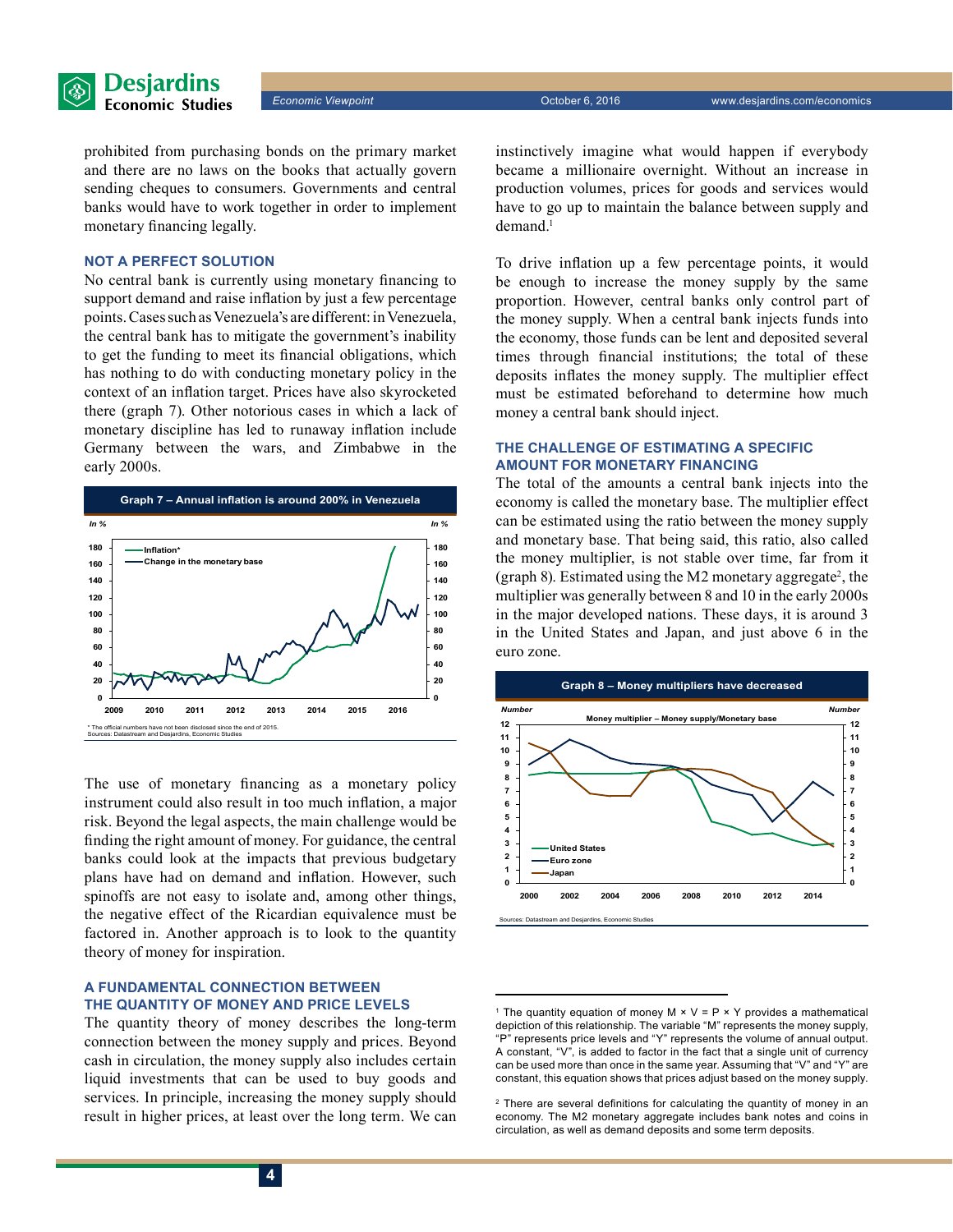prohibited from purchasing bonds on the primary market and there are no laws on the books that actually govern sending cheques to consumers. Governments and central banks would have to work together in order to implement monetary financing legally.

### NOT A PERFECT SOLUTION

No central bank is currently using monetary financing to support demand and raise inflation by just a few percentage points. Cases such as Venezuela's are different: in Venezuela, the central bank has to mitigate the government's inability to get the funding to meet its financial obligations, which has nothing to do with conducting monetary policy in the context of an inflation target. Prices have also skyrocketed there (graph 7). Other notorious cases in which a lack of monetary discipline has led to runaway inflation include Germany between the wars, and Zimbabwe in the early 2000s.

**Graph 7 – Annual inflation is around 200% in Venezuela**

\* The official numbers have not been disclosed since the end of 2015.
Sources: Datastream and Desjardins, Economic Studies

The use of monetary financing as a monetary policy instrument could also result in too much inflation, a major risk. Beyond the legal aspects, the main challenge would be finding the right amount of money. For guidance, the central banks could look at the impacts that previous budgetary plans have had on demand and inflation. However, such spinoffs are not easy to isolate and, among other things, the negative effect of the Ricardian equivalence must be factored in. Another approach is to look to the quantity theory of money for inspiration.

### A FUNDAMENTAL CONNECTION BETWEEN THE QUANTITY OF MONEY AND PRICE LEVELS

The quantity theory of money describes the long-term connection between the money supply and prices. Beyond cash in circulation, the money supply also includes certain liquid investments that can be used to buy goods and services. In principle, increasing the money supply should result in higher prices, at least over the long term. We can instinctively imagine what would happen if everybody became a millionaire overnight. Without an increase in production volumes, prices for goods and services would have to go up to maintain the balance between supply and demand.[1]

To drive inflation up a few percentage points, it would be enough to increase the money supply by the same proportion. However, central banks only control part of the money supply. When a central bank injects funds into the economy, those funds can be lent and deposited several times through financial institutions; the total of these deposits inflates the money supply. The multiplier effect must be estimated beforehand to determine how much money a central bank should inject.

### THE CHALLENGE OF ESTIMATING A SPECIFIC AMOUNT FOR MONETARY FINANCING

The total of the amounts a central bank injects into the economy is called the monetary base. The multiplier effect can be estimated using the ratio between the money supply and monetary base. That being said, this ratio, also called the money multiplier, is not stable over time, far from it (graph 8). Estimated using the M2 monetary aggregate[2], the multiplier was generally between 8 and 10 in the early 2000s in the major developed nations. These days, it is around 3 in the United States and Japan, and just above 6 in the euro zone.

**Graph 8 – Money multipliers have decreased**

Sources: Datastream and Desjardins, Economic Studies

[1] The quantity equation of money $M \times V = P \times Y$ provides a mathematical depiction of this relationship. The variable "M" represents the money supply, "P" represents price levels and "Y" represents the volume of annual output. A constant, "V", is added to factor in the fact that a single unit of currency can be used more than once in the same year. Assuming that "V" and "Y" are constant, this equation shows that prices adjust based on the money supply.

[2] There are several definitions for calculating the quantity of money in an economy. The M2 monetary aggregate includes bank notes and coins in circulation, as well as demand deposits and some term deposits.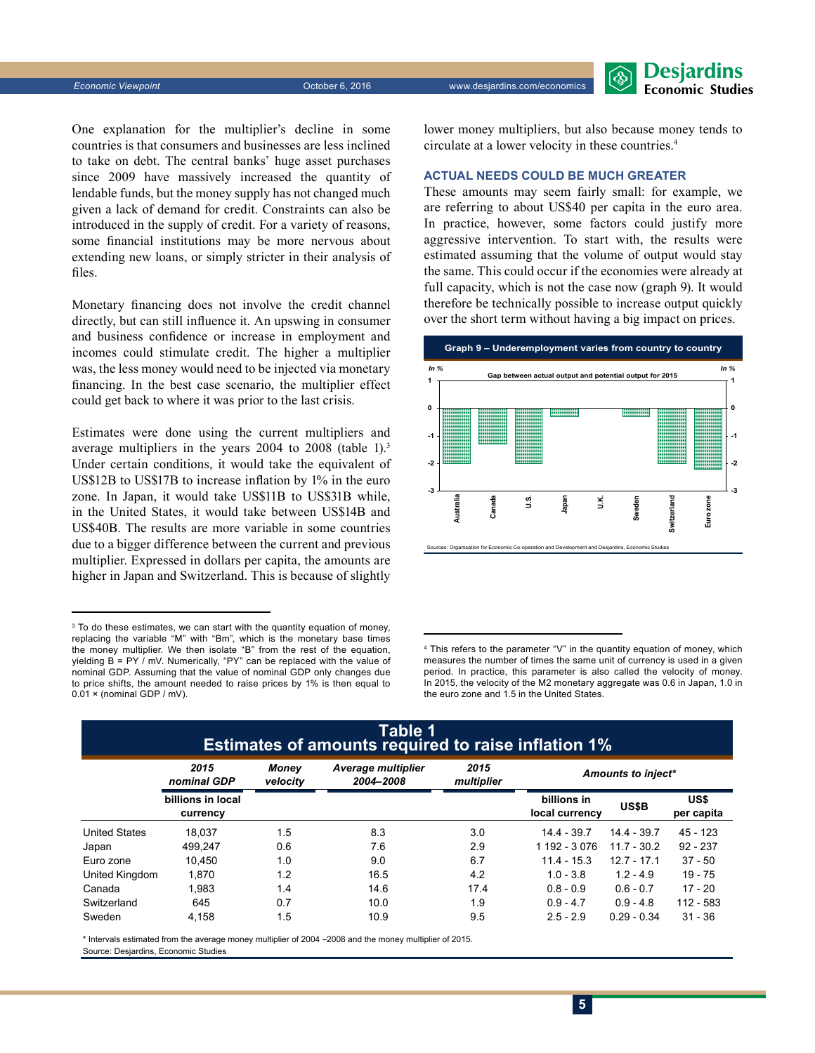One explanation for the multiplier's decline in some countries is that consumers and businesses are less inclined to take on debt. The central banks' huge asset purchases since 2009 have massively increased the quantity of lendable funds, but the money supply has not changed much given a lack of demand for credit. Constraints can also be introduced in the supply of credit. For a variety of reasons, some financial institutions may be more nervous about extending new loans, or simply stricter in their analysis of files.

Monetary financing does not involve the credit channel directly, but can still influence it. An upswing in consumer and business confidence or increase in employment and incomes could stimulate credit. The higher a multiplier was, the less money would need to be injected via monetary financing. In the best case scenario, the multiplier effect could get back to where it was prior to the last crisis.

Estimates were done using the current multipliers and average multipliers in the years 2004 to 2008 (table 1).[3] Under certain conditions, it would take the equivalent of US$12B to US$17B to increase inflation by 1% in the euro zone. In Japan, it would take US$11B to US$31B while, in the United States, it would take between US$14B and US$40B. The results are more variable in some countries due to a bigger difference between the current and previous multiplier. Expressed in dollars per capita, the amounts are higher in Japan and Switzerland. This is because of slightly lower money multipliers, but also because money tends to circulate at a lower velocity in these countries.[4]

### ACTUAL NEEDS COULD BE MUCH GREATER

These amounts may seem fairly small: for example, we are referring to about US$40 per capita in the euro area. In practice, however, some factors could justify more aggressive intervention. To start with, the results were estimated assuming that the volume of output would stay the same. This could occur if the economies were already at full capacity, which is not the case now (graph 9). It would therefore be technically possible to increase output quickly over the short term without having a big impact on prices.

**Graph 9 – Underemployment varies from country to country**

Gap between actual output and potential output for 2015 (In %)

Australia, Canada, U.S., Japan, U.K., Sweden, Switzerland, Euro zone

Sources: Organisation for Economic Co-operation and Development and Desjardins, Economic Studies

---

[3] To do these estimates, we can start with the quantity equation of money, replacing the variable "M" with "Bm", which is the monetary base times the money multiplier. We then isolate "B" from the rest of the equation, yielding B = PY / mV. Numerically, "PY" can be replaced with the value of nominal GDP. Assuming that the value of nominal GDP only changes due to price shifts, the amount needed to raise prices by 1% is then equal to 0.01 × (nominal GDP / mV).

[4] This refers to the parameter "V" in the quantity equation of money, which measures the number of times the same unit of currency is used in a given period. In practice, this parameter is also called the velocity of money. In 2015, the velocity of the M2 monetary aggregate was 0.6 in Japan, 1.0 in the euro zone and 1.5 in the United States.

**Table 1**
**Estimates of amounts required to raise inflation 1%**

| | *2015 nominal GDP* | *Money velocity* | *Average multiplier 2004–2008* | *2015 multiplier* | *Amounts to inject** | | |
|---|---|---|---|---|---|---|---|
| | **billions in local currency** | | | | **billions in local currency** | **US$B** | **US$ per capita** |
| United States | 18,037 | 1.5 | 8.3 | 3.0 | 14.4 - 39.7 | 14.4 - 39.7 | 45 - 123 |
| Japan | 499,247 | 0.6 | 7.6 | 2.9 | 1 192 - 3 076 | 11.7 - 30.2 | 92 - 237 |
| Euro zone | 10,450 | 1.0 | 9.0 | 6.7 | 11.4 - 15.3 | 12.7 - 17.1 | 37 - 50 |
| United Kingdom | 1,870 | 1.2 | 16.5 | 4.2 | 1.0 - 3.8 | 1.2 - 4.9 | 19 - 75 |
| Canada | 1,983 | 1.4 | 14.6 | 17.4 | 0.8 - 0.9 | 0.6 - 0.7 | 17 - 20 |
| Switzerland | 645 | 0.7 | 10.0 | 1.9 | 0.9 - 4.7 | 0.9 - 4.8 | 112 - 583 |
| Sweden | 4,158 | 1.5 | 10.9 | 9.5 | 2.5 - 2.9 | 0.29 - 0.34 | 31 - 36 |

* Intervals estimated from the average money multiplier of 2004 –2008 and the money multiplier of 2015.
Source: Desjardins, Economic Studies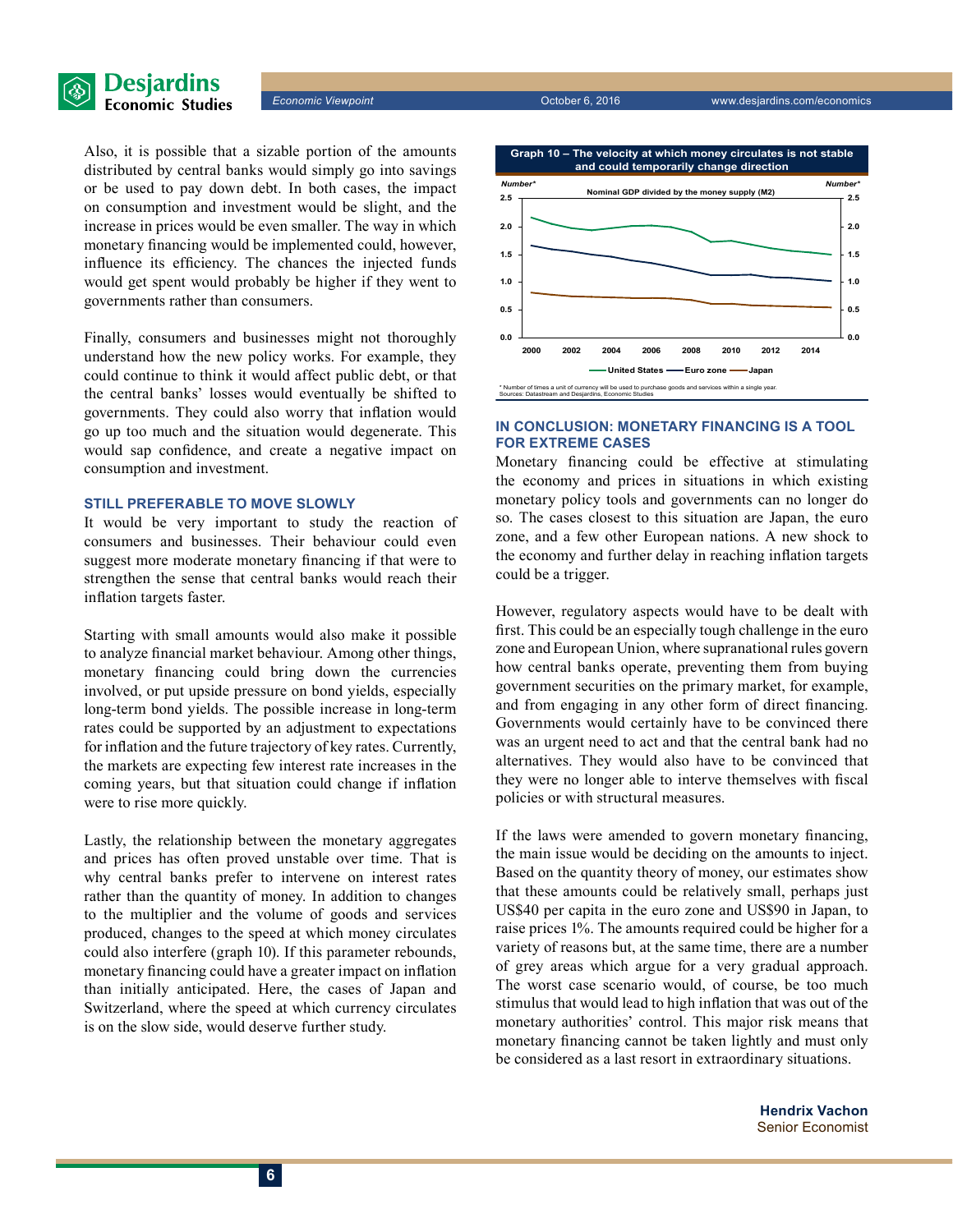Also, it is possible that a sizable portion of the amounts distributed by central banks would simply go into savings or be used to pay down debt. In both cases, the impact on consumption and investment would be slight, and the increase in prices would be even smaller. The way in which monetary financing would be implemented could, however, influence its efficiency. The chances the injected funds would get spent would probably be higher if they went to governments rather than consumers.

Finally, consumers and businesses might not thoroughly understand how the new policy works. For example, they could continue to think it would affect public debt, or that the central banks' losses would eventually be shifted to governments. They could also worry that inflation would go up too much and the situation would degenerate. This would sap confidence, and create a negative impact on consumption and investment.

### STILL PREFERABLE TO MOVE SLOWLY

It would be very important to study the reaction of consumers and businesses. Their behaviour could even suggest more moderate monetary financing if that were to strengthen the sense that central banks would reach their inflation targets faster.

Starting with small amounts would also make it possible to analyze financial market behaviour. Among other things, monetary financing could bring down the currencies involved, or put upside pressure on bond yields, especially long-term bond yields. The possible increase in long-term rates could be supported by an adjustment to expectations for inflation and the future trajectory of key rates. Currently, the markets are expecting few interest rate increases in the coming years, but that situation could change if inflation were to rise more quickly.

Lastly, the relationship between the monetary aggregates and prices has often proved unstable over time. That is why central banks prefer to intervene on interest rates rather than the quantity of money. In addition to changes to the multiplier and the volume of goods and services produced, changes to the speed at which money circulates could also interfere (graph 10). If this parameter rebounds, monetary financing could have a greater impact on inflation than initially anticipated. Here, the cases of Japan and Switzerland, where the speed at which currency circulates is on the slow side, would deserve further study.

**Graph 10 – The velocity at which money circulates is not stable and could temporarily change direction**

Number*
Nominal GDP divided by the money supply (M2)
Number*
2.5
2.0
1.5
1.0
0.5
0.0
2000 2002 2004 2006 2008 2010 2012 2014
United States — Euro zone — Japan

\* Number of times a unit of currency will be used to purchase goods and services within a single year.
Sources: Datastream and Desjardins, Economic Studies

### IN CONCLUSION: MONETARY FINANCING IS A TOOL FOR EXTREME CASES

Monetary financing could be effective at stimulating the economy and prices in situations in which existing monetary policy tools and governments can no longer do so. The cases closest to this situation are Japan, the euro zone, and a few other European nations. A new shock to the economy and further delay in reaching inflation targets could be a trigger.

However, regulatory aspects would have to be dealt with first. This could be an especially tough challenge in the euro zone and European Union, where supranational rules govern how central banks operate, preventing them from buying government securities on the primary market, for example, and from engaging in any other form of direct financing. Governments would certainly have to be convinced there was an urgent need to act and that the central bank had no alternatives. They would also have to be convinced that they were no longer able to interve themselves with fiscal policies or with structural measures.

If the laws were amended to govern monetary financing, the main issue would be deciding on the amounts to inject. Based on the quantity theory of money, our estimates show that these amounts could be relatively small, perhaps just US$40 per capita in the euro zone and US$90 in Japan, to raise prices 1%. The amounts required could be higher for a variety of reasons but, at the same time, there are a number of grey areas which argue for a very gradual approach. The worst case scenario would, of course, be too much stimulus that would lead to high inflation that was out of the monetary authorities' control. This major risk means that monetary financing cannot be taken lightly and must only be considered as a last resort in extraordinary situations.

**Hendrix Vachon**
Senior Economist